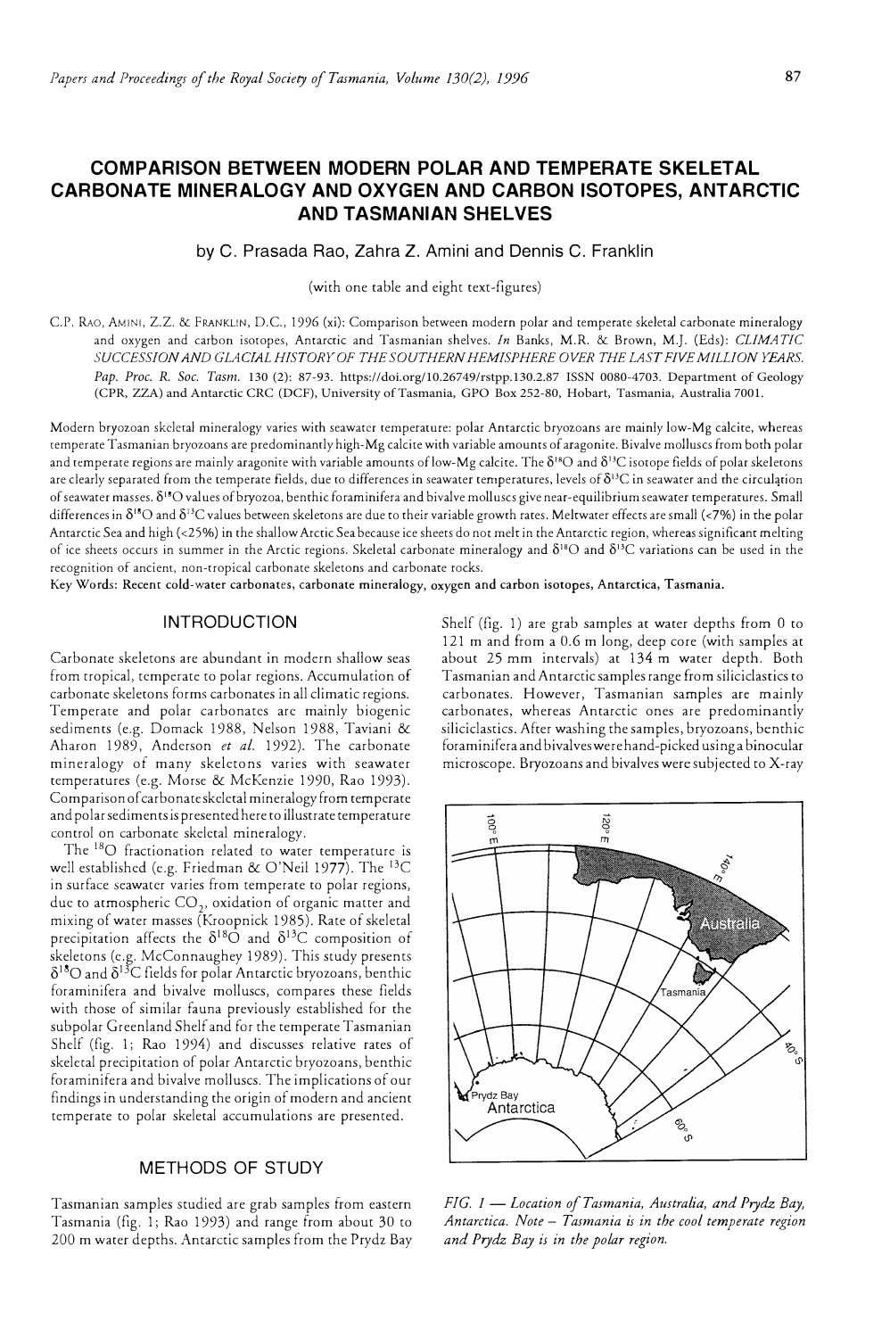# COMPARISON BETWEEN MODERN POLAR AND TEMPERATE SKELETAL CARBONATE MINERALOGY AND OXYGEN AND CARBON ISOTOPES, ANTARCTIC AND TASMANIAN SHELVES

by C. Prasada Rao, Zahra Z. Amini and Dennis C. Franklin

(with one table and eight text-figures)

C.P. Rao, Amini, Z.Z. & Franklin, D.C., 1996 (xi): Comparison between modern polar and temperate skeletal carbonate mineralogy and oxygen and carbon isotopes, Antarctic and Tasmanian shelves. *In* Banks, M.R. & Brown, M.J. (Eds): *CLIMATIC SUCCESSION AND GLACIAL HISTORY OF THE SOUTHERN HEMISPHERE OVER THE LAST FIVE MILLION YEARS. Pap. Proc. R. Soc. Tasm.* 130 (2): 87-93. https://doi.org/10.26749/rstpp.130.2.87 ISSN 0080-4703. Department of Geology (CPR, ZZA) and Antarctic CRC (DCF), University of Tasmania, GPO Box 252-80, Hobart, Tasmania, Australia 7001.

Modern bryozoan skeletal mineralogy varies with seawater temperature: polar Antarctic bryozoans are mainly low-Mg calcite, whereas temperate Tasmanian bryozoans are predominantly high-Mg calcite with variable amounts of aragonite. Bivalve molluscs from both polar and temperate regions are mainly aragonite with variable amounts of low-Mg calcite. The $\delta^{18}O$ and $\delta^{13}C$ isotope fields of polar skeletons are clearly separated from the temperate fields, due to differences in seawater temperatures, levels of $\delta^{13}C$ in seawater and the circulation of seawater masses. $\delta^{18}O$ values of bryozoa, benthic foraminifera and bivalve molluscs give near-equilibrium seawater temperatures. Small differences in $\delta^{18}O$ and $\delta^{13}C$ values between skeletons are due to their variable growth rates. Meltwater effects are small (<7%) in the polar Antarctic Sea and high (<25%) in the shallow Arctic Sea because ice sheets do not melt in the Antarctic region, whereas significant melting of ice sheets occurs in summer in the Arctic regions. Skeletal carbonate mineralogy and $\delta^{18}O$ and $\delta^{13}C$ variations can be used in the recognition of ancient, non-tropical carbonate skeletons and carbonate rocks.

**Key Words: Recent cold-water carbonates, carbonate mineralogy, oxygen and carbon isotopes, Antarctica, Tasmania.**

## INTRODUCTION

Carbonate skeletons are abundant in modern shallow seas from tropical, temperate to polar regions. Accumulation of carbonate skeletons forms carbonates in all climatic regions. Temperate and polar carbonates are mainly biogenic sediments (e.g. Domack 1988, Nelson 1988, Taviani & Aharon 1989, Anderson *et al.* 1992). The carbonate mineralogy of many skeletons varies with seawater temperatures (e.g. Morse & McKenzie 1990, Rao 1993). Comparison of carbonate skeletal mineralogy from temperate and polar sediments is presented here to illustrate temperature control on carbonate skeletal mineralogy.

The $^{18}O$ fractionation related to water temperature is well established (e.g. Friedman & O'Neil 1977). The $^{13}C$ in surface seawater varies from temperate to polar regions, due to atmospheric $CO_2$, oxidation of organic matter and mixing of water masses (Kroopnick 1985). Rate of skeletal precipitation affects the $\delta^{18}O$ and $\delta^{13}C$ composition of skeletons (e.g. McConnaughey 1989). This study presents $\delta^{18}O$ and $\delta^{13}C$ fields for polar Antarctic bryozoans, benthic foraminifera and bivalve molluscs, compares these fields with those of similar fauna previously established for the subpolar Greenland Shelf and for the temperate Tasmanian Shelf (fig. 1; Rao 1994) and discusses relative rates of skeletal precipitation of polar Antarctic bryozoans, benthic foraminifera and bivalve molluscs. The implications of our findings in understanding the origin of modern and ancient temperate to polar skeletal accumulations are presented.

## METHODS OF STUDY

Tasmanian samples studied are grab samples from eastern Tasmania (fig. 1; Rao 1993) and range from about 30 to 200 m water depths. Antarctic samples from the Prydz Bay Shelf (fig. 1) are grab samples at water depths from 0 to 121 m and from a 0.6 m long, deep core (with samples at about 25 mm intervals) at 134 m water depth. Both Tasmanian and Antarctic samples range from siliciclastics to carbonates. However, Tasmanian samples are mainly carbonates, whereas Antarctic ones are predominantly siliciclastics. After washing the samples, bryozoans, benthic foraminifera and bivalves were hand-picked using a binocular microscope. Bryozoans and bivalves were subjected to X-ray

*FIG. 1 — Location of Tasmania, Australia, and Prydz Bay, Antarctica. Note – Tasmania is in the cool temperate region and Prydz Bay is in the polar region.*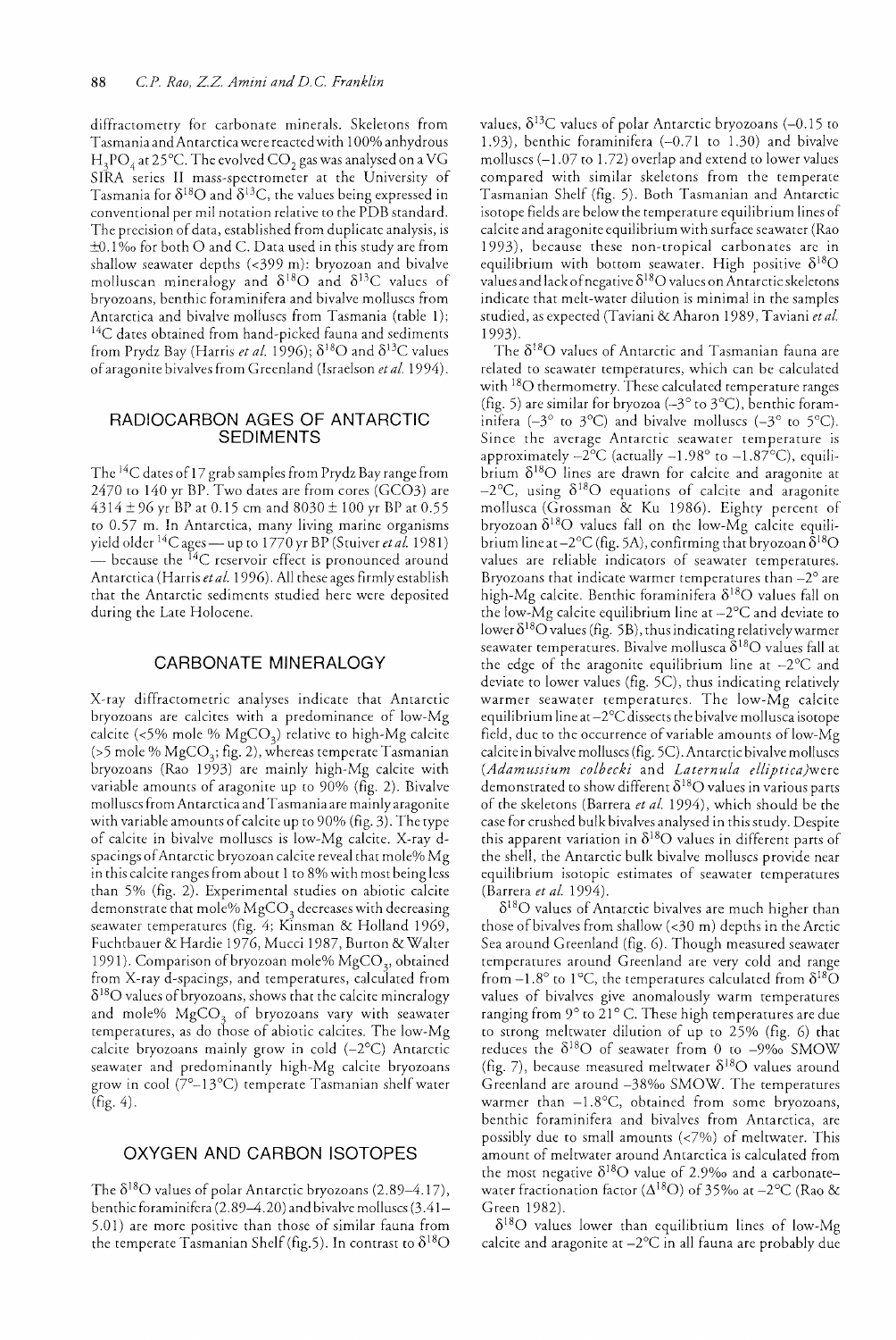diffractometry for carbonate minerals. Skeletons from Tasmania and Antarctica were reacted with 100% anhydrous $H_3PO_4$ at 25°C. The evolved $CO_2$ gas was analysed on a VG SIRA series II mass-spectrometer at the University of Tasmania for $\delta^{18}O$ and $\delta^{13}C$, the values being expressed in conventional per mil notation relative to the PDB standard. The precision of data, established from duplicate analysis, is ±0.1‰ for both O and C. Data used in this study are from shallow seawater depths (<399 m): bryozoan and bivalve molluscan mineralogy and $\delta^{18}O$ and $\delta^{13}C$ values of bryozoans, benthic foraminifera and bivalve molluscs from Antarctica and bivalve molluscs from Tasmania (table 1); $^{14}C$ dates obtained from hand-picked fauna and sediments from Prydz Bay (Harris *et al.* 1996); $\delta^{18}O$ and $\delta^{13}C$ values of aragonite bivalves from Greenland (Israelson *et al.* 1994).

## RADIOCARBON AGES OF ANTARCTIC SEDIMENTS

The $^{14}C$ dates of 17 grab samples from Prydz Bay range from 2470 to 140 yr BP. Two dates are from cores (GCO3) are 4314 ± 96 yr BP at 0.15 cm and 8030 ± 100 yr BP at 0.55 to 0.57 m. In Antarctica, many living marine organisms yield older $^{14}C$ ages — up to 1770 yr BP (Stuiver *et al.* 1981) — because the $^{14}C$ reservoir effect is pronounced around Antarctica (Harris *et al.* 1996). All these ages firmly establish that the Antarctic sediments studied here were deposited during the Late Holocene.

## CARBONATE MINERALOGY

X-ray diffractometric analyses indicate that Antarctic bryozoans are calcites with a predominance of low-Mg calcite (<5% mole % $MgCO_3$) relative to high-Mg calcite (>5 mole % $MgCO_3$; fig. 2), whereas temperate Tasmanian bryozoans (Rao 1993) are mainly high-Mg calcite with variable amounts of aragonite up to 90% (fig. 2). Bivalve molluscs from Antarctica and Tasmania are mainly aragonite with variable amounts of calcite up to 90% (fig. 3). The type of calcite in bivalve molluscs is low-Mg calcite. X-ray d-spacings of Antarctic bryozoan calcite reveal that mole% Mg in this calcite ranges from about 1 to 8% with most being less than 5% (fig. 2). Experimental studies on abiotic calcite demonstrate that mole% $MgCO_3$ decreases with decreasing seawater temperatures (fig. 4; Kinsman & Holland 1969, Fuchtbauer & Hardie 1976, Mucci 1987, Burton & Walter 1991). Comparison of bryozoan mole% $MgCO_3$, obtained from X-ray d-spacings, and temperatures, calculated from $\delta^{18}O$ values of bryozoans, shows that the calcite mineralogy and mole% $MgCO_3$ of bryozoans vary with seawater temperatures, as do those of abiotic calcites. The low-Mg calcite bryozoans mainly grow in cold (–2°C) Antarctic seawater and predominantly high-Mg calcite bryozoans grow in cool (7°–13°C) temperate Tasmanian shelf water (fig. 4).

## OXYGEN AND CARBON ISOTOPES

The $\delta^{18}O$ values of polar Antarctic bryozoans (2.89–4.17), benthic foraminifera (2.89–4.20) and bivalve molluscs (3.41–5.01) are more positive than those of similar fauna from the temperate Tasmanian Shelf (fig. 5). In contrast to $\delta^{18}O$ values, $\delta^{13}C$ values of polar Antarctic bryozoans (–0.15 to 1.93), benthic foraminifera (–0.71 to 1.30) and bivalve molluscs (–1.07 to 1.72) overlap and extend to lower values compared with similar skeletons from the temperate Tasmanian Shelf (fig. 5). Both Tasmanian and Antarctic isotope fields are below the temperature equilibrium lines of calcite and aragonite equilibrium with surface seawater (Rao 1993), because these non-tropical carbonates are in equilibrium with bottom seawater. High positive $\delta^{18}O$ values and lack of negative $\delta^{18}O$ values on Antarctic skeletons indicate that melt-water dilution is minimal in the samples studied, as expected (Taviani & Aharon 1989, Taviani *et al.* 1993).

The $\delta^{18}O$ values of Antarctic and Tasmanian fauna are related to seawater temperatures, which can be calculated with $^{18}O$ thermometry. These calculated temperature ranges (fig. 5) are similar for bryozoa (–3° to 3°C), benthic foraminifera (–3° to 3°C) and bivalve molluscs (–3° to 5°C). Since the average Antarctic seawater temperature is approximately –2°C (actually –1.98° to –1.87°C), equilibrium $\delta^{18}O$ lines are drawn for calcite and aragonite at –2°C, using $\delta^{18}O$ equations of calcite and aragonite mollusca (Grossman & Ku 1986). Eighty percent of bryozoan $\delta^{18}O$ values fall on the low-Mg calcite equilibrium line at –2°C (fig. 5A), confirming that bryozoan $\delta^{18}O$ values are reliable indicators of seawater temperatures. Bryozoans that indicate warmer temperatures than –2° are high-Mg calcite. Benthic foraminifera $\delta^{18}O$ values fall on the low-Mg calcite equilibrium line at –2°C and deviate to lower $\delta^{18}O$ values (fig. 5B), thus indicating relatively warmer seawater temperatures. Bivalve mollusca $\delta^{18}O$ values fall at the edge of the aragonite equilibrium line at –2°C and deviate to lower values (fig. 5C), thus indicating relatively warmer seawater temperatures. The low-Mg calcite equilibrium line at –2°C dissects the bivalve mollusca isotope field, due to the occurrence of variable amounts of low-Mg calcite in bivalve molluscs (fig. 5C). Antarctic bivalve molluscs (*Adamussium colbecki* and *Laternula elliptica*)were demonstrated to show different $\delta^{18}O$ values in various parts of the skeletons (Barrera *et al.* 1994), which should be the case for crushed bulk bivalves analysed in this study. Despite this apparent variation in $\delta^{18}O$ values in different parts of the shell, the Antarctic bulk bivalve molluscs provide near equilibrium isotopic estimates of seawater temperatures (Barrera *et al.* 1994).

$\delta^{18}O$ values of Antarctic bivalves are much higher than those of bivalves from shallow (<30 m) depths in the Arctic Sea around Greenland (fig. 6). Though measured seawater temperatures around Greenland are very cold and range from –1.8° to 1°C, the temperatures calculated from $\delta^{18}O$ values of bivalves give anomalously warm temperatures ranging from 9° to 21° C. These high temperatures are due to strong meltwater dilution of up to 25% (fig. 6) that reduces the $\delta^{18}O$ of seawater from 0 to –9‰ SMOW (fig. 7), because measured meltwater $\delta^{18}O$ values around Greenland are around –38‰ SMOW. The temperatures warmer than –1.8°C, obtained from some bryozoans, benthic foraminifera and bivalves from Antarctica, are possibly due to small amounts (<7%) of meltwater. This amount of meltwater around Antarctica is calculated from the most negative $\delta^{18}O$ value of 2.9‰ and a carbonate-water fractionation factor ($\Delta^{18}O$) of 35‰ at –2°C (Rao & Green 1982).

$\delta^{18}O$ values lower than equilibrium lines of low-Mg calcite and aragonite at –2°C in all fauna are probably due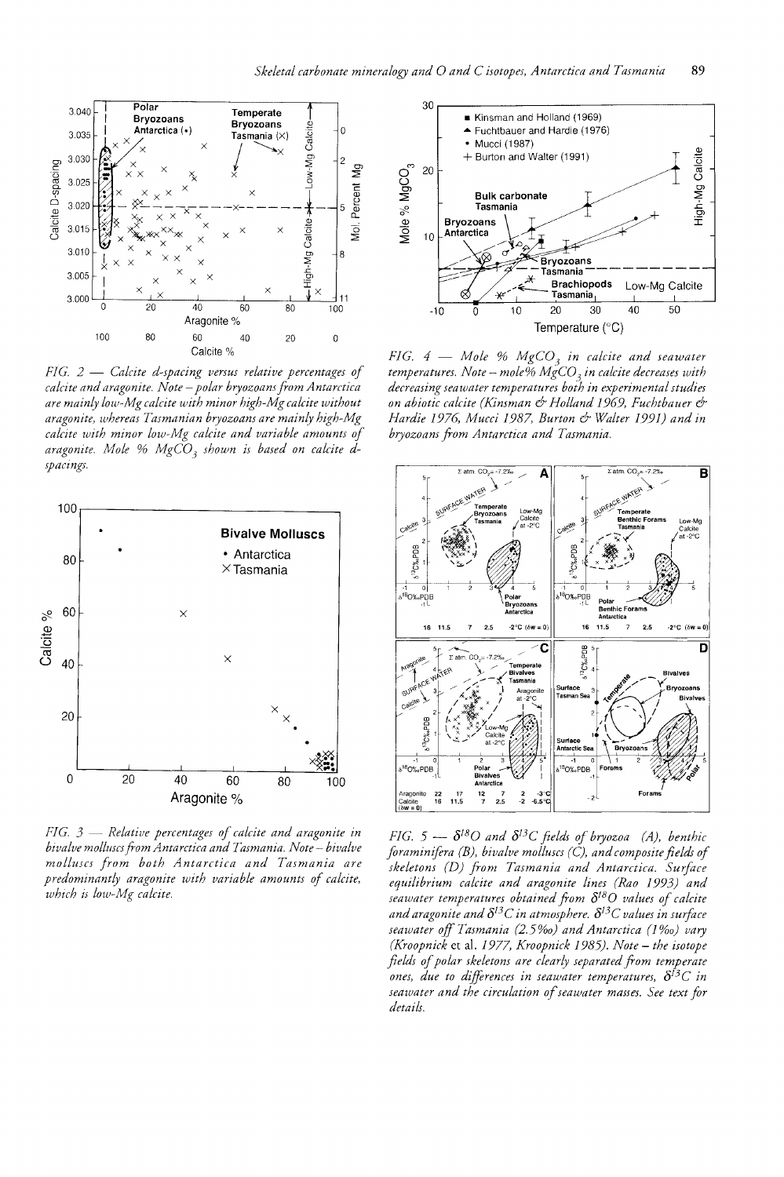*FIG. 2 — Calcite d-spacing versus relative percentages of calcite and aragonite. Note – polar bryozoans from Antarctica are mainly low-Mg calcite with minor high-Mg calcite without aragonite, whereas Tasmanian bryozoans are mainly high-Mg calcite with minor low-Mg calcite and variable amounts of aragonite. Mole % $MgCO_3$ shown is based on calcite d-spacings.*

*FIG. 3 — Relative percentages of calcite and aragonite in bivalve molluscs from Antarctica and Tasmania. Note – bivalve molluscs from both Antarctica and Tasmania are predominantly aragonite with variable amounts of calcite, which is low-Mg calcite.*

*FIG. 4 — Mole % $MgCO_3$ in calcite and seawater temperatures. Note – mole% $MgCO_3$ in calcite decreases with decreasing seawater temperatures both in experimental studies on abiotic calcite (Kinsman & Holland 1969, Fuchtbauer & Hardie 1976, Mucci 1987, Burton & Walter 1991) and in bryozoans from Antarctica and Tasmania.*

*FIG. 5 — $\delta^{18}O$ and $\delta^{13}C$ fields of bryozoa (A), benthic foraminifera (B), bivalve molluscs (C), and composite fields of skeletons (D) from Tasmania and Antarctica. Surface equilibrium calcite and aragonite lines (Rao 1993) and seawater temperatures obtained from $\delta^{18}O$ values of calcite and aragonite and $\delta^{13}C$ in atmosphere. $\delta^{13}C$ values in surface seawater off Tasmania (2.5‰) and Antarctica (1‰) vary (Kroopnick* et al. *1977, Kroopnick 1985). Note – the isotope fields of polar skeletons are clearly separated from temperate ones, due to differences in seawater temperatures, $\delta^{13}C$ in seawater and the circulation of seawater masses. See text for details.*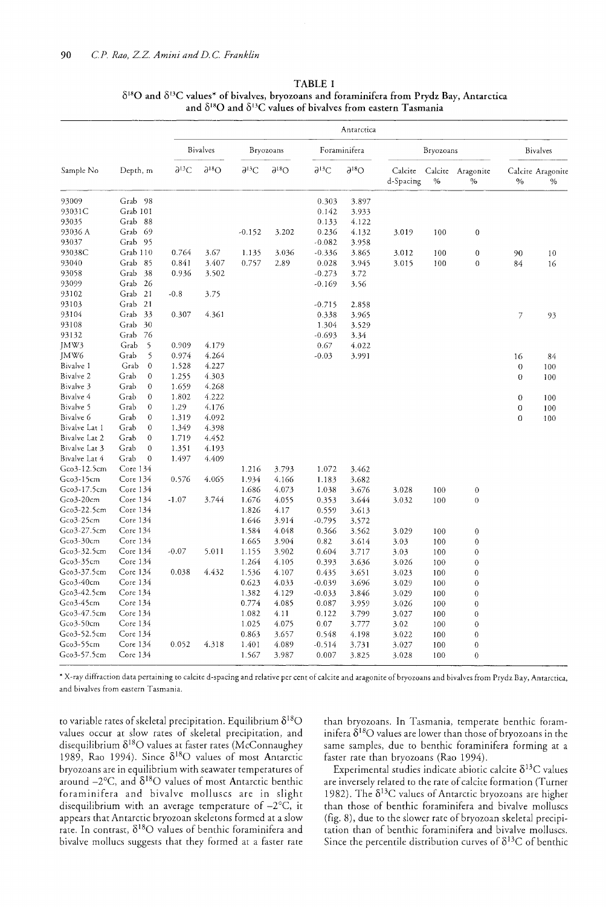**TABLE 1**
**$\delta^{18}O$ and $\delta^{13}C$ values* of bivalves, bryozoans and foraminifera from Prydz Bay, Antarctica and $\delta^{18}O$ and $\delta^{13}C$ values of bivalves from eastern Tasmania**

| | | Antarctica | | | | | | | | | | |
|---|---|---|---|---|---|---|---|---|---|---|---|---|
| | | Bivalves | | Bryozoans | | Foraminifera | | Bryozoans | | | Bivalves | |
| Sample No | Depth, m | $\partial^{13}C$ | $\partial^{18}O$ | $\partial^{13}C$ | $\partial^{18}O$ | $\partial^{13}C$ | $\partial^{18}O$ | Calcite d-Spacing | Calcite % | Aragonite % | Calcite % | Aragonite % |
| 93009 | Grab 98 | | | | | 0.303 | 3.897 | | | | | |
| 93031C | Grab 101 | | | | | 0.142 | 3.933 | | | | | |
| 93035 | Grab 88 | | | | | 0.133 | 4.122 | | | | | |
| 93036 A | Grab 69 | | | -0.152 | 3.202 | 0.236 | 4.132 | 3.019 | 100 | 0 | | |
| 93037 | Grab 95 | | | | | -0.082 | 3.958 | | | | | |
| 93038C | Grab 110 | 0.764 | 3.67 | 1.135 | 3.036 | -0.336 | 3.865 | 3.012 | 100 | 0 | 90 | 10 |
| 93040 | Grab 85 | 0.841 | 3.407 | 0.757 | 2.89 | 0.028 | 3.945 | 3.015 | 100 | 0 | 84 | 16 |
| 93058 | Grab 38 | 0.936 | 3.502 | | | -0.273 | 3.72 | | | | | |
| 93099 | Grab 26 | | | | | -0.169 | 3.56 | | | | | |
| 93102 | Grab 21 | -0.8 | 3.75 | | | | | | | | | |
| 93103 | Grab 21 | | | | | -0.715 | 2.858 | | | | | |
| 93104 | Grab 33 | 0.307 | 4.361 | | | 0.338 | 3.965 | | | | 7 | 93 |
| 93108 | Grab 30 | | | | | 1.304 | 3.529 | | | | | |
| 93132 | Grab 76 | | | | | -0.693 | 3.34 | | | | | |
| JMW3 | Grab 5 | 0.909 | 4.179 | | | 0.67 | 4.022 | | | | | |
| JMW6 | Grab 5 | 0.974 | 4.264 | | | -0.03 | 3.991 | | | | 16 | 84 |
| Bivalve 1 | Grab 0 | 1.528 | 4.227 | | | | | | | | 0 | 100 |
| Bivalve 2 | Grab 0 | 1.255 | 4.303 | | | | | | | | 0 | 100 |
| Bivalve 3 | Grab 0 | 1.659 | 4.268 | | | | | | | | | |
| Bivalve 4 | Grab 0 | 1.802 | 4.222 | | | | | | | | 0 | 100 |
| Bivalve 5 | Grab 0 | 1.29 | 4.176 | | | | | | | | 0 | 100 |
| Bivalve 6 | Grab 0 | 1.319 | 4.092 | | | | | | | | 0 | 100 |
| Bivalve Lat 1 | Grab 0 | 1.349 | 4.398 | | | | | | | | | |
| Bivalve Lat 2 | Grab 0 | 1.719 | 4.452 | | | | | | | | | |
| Bivalve Lat 3 | Grab 0 | 1.351 | 4.193 | | | | | | | | | |
| Bivalve Lat 4 | Grab 0 | 1.497 | 4.409 | | | | | | | | | |
| Gco3-12.5cm | Core 134 | | | 1.216 | 3.793 | 1.072 | 3.462 | | | | | |
| Gco3-15cm | Core 134 | 0.576 | 4.065 | 1.934 | 4.166 | 1.183 | 3.682 | | | | | |
| Gco3-17.5cm | Core 134 | | | 1.686 | 4.073 | 1.038 | 3.676 | 3.028 | 100 | 0 | | |
| Gco3-20cm | Core 134 | -1.07 | 3.744 | 1.676 | 4.055 | 0.353 | 3.644 | 3.032 | 100 | 0 | | |
| Gco3-22.5cm | Core 134 | | | 1.826 | 4.17 | 0.559 | 3.613 | | | | | |
| Gco3-25cm | Core 134 | | | 1.646 | 3.914 | -0.795 | 3.572 | | | | | |
| Gco3-27.5cm | Core 134 | | | 1.584 | 4.048 | 0.366 | 3.562 | 3.029 | 100 | 0 | | |
| Gco3-30cm | Core 134 | | | 1.665 | 3.904 | 0.82 | 3.614 | 3.03 | 100 | 0 | | |
| Gco3-32.5cm | Core 134 | -0.07 | 5.011 | 1.155 | 3.902 | 0.604 | 3.717 | 3.03 | 100 | 0 | | |
| Gco3-35cm | Core 134 | | | 1.264 | 4.105 | 0.393 | 3.636 | 3.026 | 100 | 0 | | |
| Gco3-37.5cm | Core 134 | 0.038 | 4.432 | 1.536 | 4.107 | 0.435 | 3.651 | 3.023 | 100 | 0 | | |
| Gco3-40cm | Core 134 | | | 0.623 | 4.033 | -0.039 | 3.696 | 3.029 | 100 | 0 | | |
| Gco3-42.5cm | Core 134 | | | 1.382 | 4.129 | -0.033 | 3.846 | 3.029 | 100 | 0 | | |
| Gco3-45cm | Core 134 | | | 0.774 | 4.085 | 0.087 | 3.959 | 3.026 | 100 | 0 | | |
| Gco3-47.5cm | Core 134 | | | 1.082 | 4.11 | 0.122 | 3.799 | 3.027 | 100 | 0 | | |
| Gco3-50cm | Core 134 | | | 1.025 | 4.075 | 0.07 | 3.777 | 3.02 | 100 | 0 | | |
| Gco3-52.5cm | Core 134 | | | 0.863 | 3.657 | 0.548 | 4.198 | 3.022 | 100 | 0 | | |
| Gco3-55cm | Core 134 | 0.052 | 4.318 | 1.401 | 4.089 | -0.514 | 3.731 | 3.027 | 100 | 0 | | |
| Gco3-57.5cm | Core 134 | | | 1.567 | 3.987 | 0.007 | 3.825 | 3.028 | 100 | 0 | | |

* X-ray diffraction data pertaining to calcite d-spacing and relative per cent of calcite and aragonite of bryozoans and bivalves from Prydz Bay, Antarctica, and bivalves from eastern Tasmania.

to variable rates of skeletal precipitation. Equilibrium $\delta^{18}O$ values occur at slow rates of skeletal precipitation, and disequilibrium $\delta^{18}O$ values at faster rates (McConnaughey 1989, Rao 1994). Since $\delta^{18}O$ values of most Antarctic bryozoans are in equilibrium with seawater temperatures of around $-2°C$, and $\delta^{18}O$ values of most Antarctic benthic foraminifera and bivalve molluscs are in slight disequilibrium with an average temperature of $-2°C$, it appears that Antarctic bryozoan skeletons formed at a slow rate. In contrast, $\delta^{18}O$ values of benthic foraminifera and bivalve mollucs suggests that they formed at a faster rate than bryozoans. In Tasmania, temperate benthic foraminifera $\delta^{18}O$ values are lower than those of bryozoans in the same samples, due to benthic foraminifera forming at a faster rate than bryozoans (Rao 1994).

Experimental studies indicate abiotic calcite $\delta^{13}C$ values are inversely related to the rate of calcite formation (Turner 1982). The $\delta^{13}C$ values of Antarctic bryozoans are higher than those of benthic foraminifera and bivalve molluscs (fig. 8), due to the slower rate of bryozoan skeletal precipitation than of benthic foraminifera and bivalve molluscs. Since the percentile distribution curves of $\delta^{13}C$ of benthic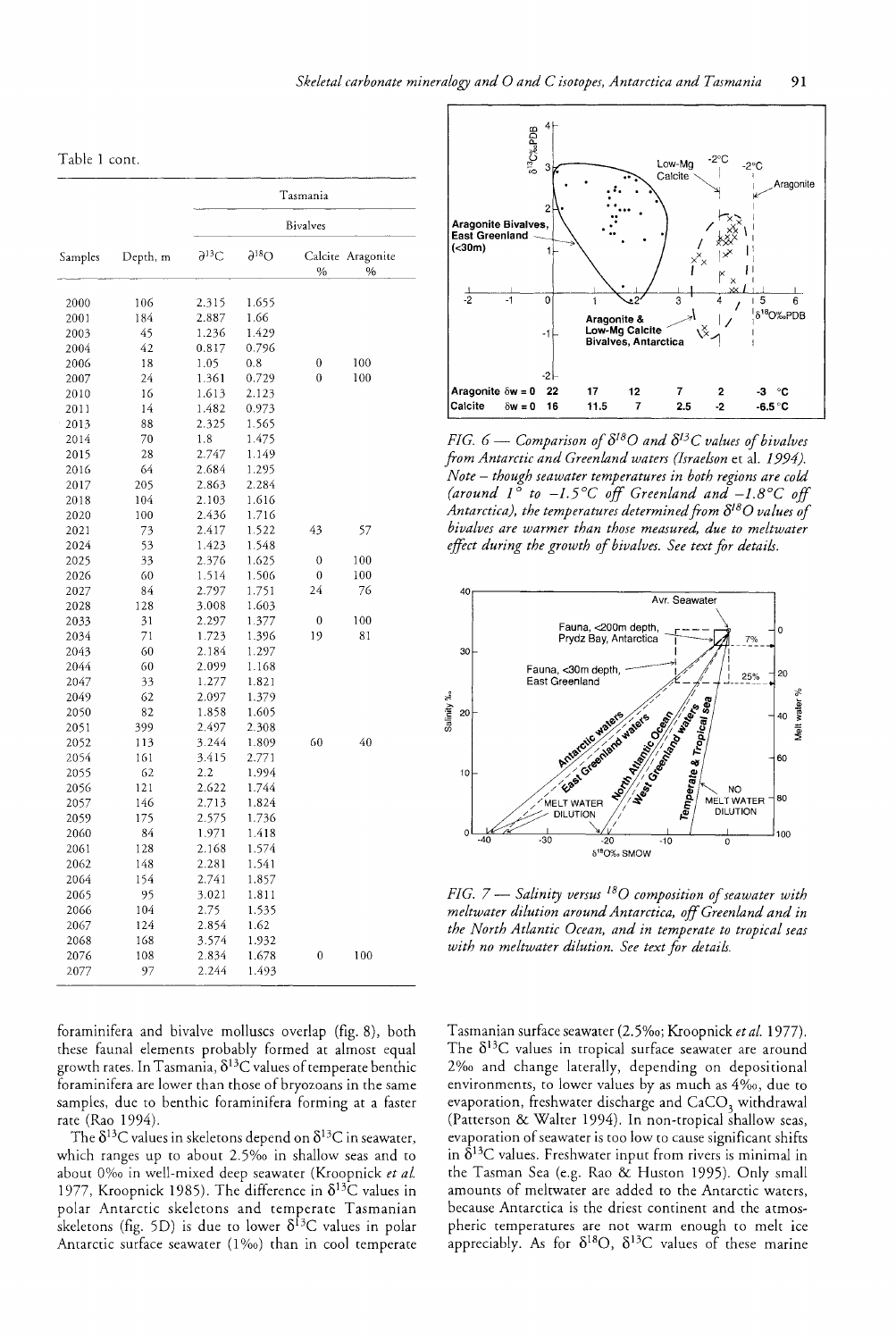Table 1 cont.

| Samples | Depth, m | Tasmania | | | |
|---|---|---|---|---|---|
| | | Bivalves | | | |
| | | $\partial^{13}C$ | $\partial^{18}O$ | Calcite % | Aragonite % |
| 2000 | 106 | 2.315 | 1.655 | | |
| 2001 | 184 | 2.887 | 1.66 | | |
| 2003 | 45 | 1.236 | 1.429 | | |
| 2004 | 42 | 0.817 | 0.796 | | |
| 2006 | 18 | 1.05 | 0.8 | 0 | 100 |
| 2007 | 24 | 1.361 | 0.729 | 0 | 100 |
| 2010 | 16 | 1.613 | 2.123 | | |
| 2011 | 14 | 1.482 | 0.973 | | |
| 2013 | 88 | 2.325 | 1.565 | | |
| 2014 | 70 | 1.8 | 1.475 | | |
| 2015 | 28 | 2.747 | 1.149 | | |
| 2016 | 64 | 2.684 | 1.295 | | |
| 2017 | 205 | 2.863 | 2.284 | | |
| 2018 | 104 | 2.103 | 1.616 | | |
| 2020 | 100 | 2.436 | 1.716 | | |
| 2021 | 73 | 2.417 | 1.522 | 43 | 57 |
| 2024 | 53 | 1.423 | 1.548 | | |
| 2025 | 33 | 2.376 | 1.625 | 0 | 100 |
| 2026 | 60 | 1.514 | 1.506 | 0 | 100 |
| 2027 | 84 | 2.797 | 1.751 | 24 | 76 |
| 2028 | 128 | 3.008 | 1.603 | | |
| 2033 | 31 | 2.297 | 1.377 | 0 | 100 |
| 2034 | 71 | 1.723 | 1.396 | 19 | 81 |
| 2043 | 60 | 2.184 | 1.297 | | |
| 2044 | 60 | 2.099 | 1.168 | | |
| 2047 | 33 | 1.277 | 1.821 | | |
| 2049 | 62 | 2.097 | 1.379 | | |
| 2050 | 82 | 1.858 | 1.605 | | |
| 2051 | 399 | 2.497 | 2.308 | | |
| 2052 | 113 | 3.244 | 1.809 | 60 | 40 |
| 2054 | 161 | 3.415 | 2.771 | | |
| 2055 | 62 | 2.2 | 1.994 | | |
| 2056 | 121 | 2.622 | 1.744 | | |
| 2057 | 146 | 2.713 | 1.824 | | |
| 2059 | 175 | 2.575 | 1.736 | | |
| 2060 | 84 | 1.971 | 1.418 | | |
| 2061 | 128 | 2.168 | 1.574 | | |
| 2062 | 148 | 2.281 | 1.541 | | |
| 2064 | 154 | 2.741 | 1.857 | | |
| 2065 | 95 | 3.021 | 1.811 | | |
| 2066 | 104 | 2.75 | 1.535 | | |
| 2067 | 124 | 2.854 | 1.62 | | |
| 2068 | 168 | 3.574 | 1.932 | | |
| 2076 | 108 | 2.834 | 1.678 | 0 | 100 |
| 2077 | 97 | 2.244 | 1.493 | | |

FIG. 6 — *Comparison of $\delta^{18}O$ and $\delta^{13}C$ values of bivalves from Antarctic and Greenland waters (Israelson* et al. *1994). Note – though seawater temperatures in both regions are cold (around 1° to –1.5°C off Greenland and –1.8°C off Antarctica), the temperatures determined from $\delta^{18}O$ values of bivalves are warmer than those measured, due to meltwater effect during the growth of bivalves. See text for details.*

FIG. 7 — *Salinity versus $^{18}O$ composition of seawater with meltwater dilution around Antarctica, off Greenland and in the North Atlantic Ocean, and in temperate to tropical seas with no meltwater dilution. See text for details.*

foraminifera and bivalve molluscs overlap (fig. 8), both these faunal elements probably formed at almost equal growth rates. In Tasmania, $\delta^{13}C$ values of temperate benthic foraminifera are lower than those of bryozoans in the same samples, due to benthic foraminifera forming at a faster rate (Rao 1994).

The $\delta^{13}C$ values in skeletons depend on $\delta^{13}C$ in seawater, which ranges up to about 2.5‰ in shallow seas and to about 0‰ in well-mixed deep seawater (Kroopnick *et al.* 1977, Kroopnick 1985). The difference in $\delta^{13}C$ values in polar Antarctic skeletons and temperate Tasmanian skeletons (fig. 5D) is due to lower $\delta^{13}C$ values in polar Antarctic surface seawater (1‰) than in cool temperate Tasmanian surface seawater (2.5‰; Kroopnick *et al.* 1977). The $\delta^{13}C$ values in tropical surface seawater are around 2‰ and change laterally, depending on depositional environments, to lower values by as much as 4‰, due to evaporation, freshwater discharge and $CaCO_3$ withdrawal (Patterson & Walter 1994). In non-tropical shallow seas, evaporation of seawater is too low to cause significant shifts in $\delta^{13}C$ values. Freshwater input from rivers is minimal in the Tasman Sea (e.g. Rao & Huston 1995). Only small amounts of meltwater are added to the Antarctic waters, because Antarctica is the driest continent and the atmospheric temperatures are not warm enough to melt ice appreciably. As for $\delta^{18}O$, $\delta^{13}C$ values of these marine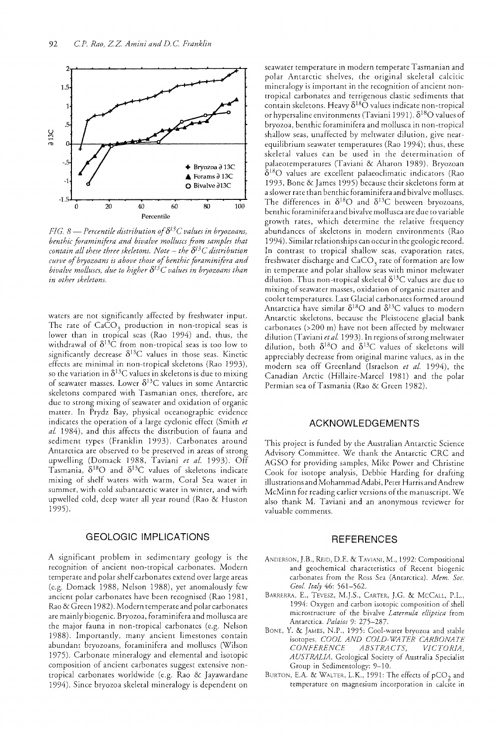*FIG. 8 — Percentile distribution of $\delta^{13}C$ values in bryozoans, benthic foraminifera and bivalve molluscs from samples that contain all these three skeletons. Note – the $\delta^{13}C$ distribution curve of bryozoans is above those of benthic foraminifera and bivalve molluscs, due to higher $\delta^{13}C$ values in bryozoans than in other skeletons.*

waters are not significantly affected by freshwater input. The rate of $CaCO_3$ production in non-tropical seas is lower than in tropical seas (Rao 1994) and, thus, the withdrawal of $\delta^{13}C$ from non-tropical seas is too low to significantly decrease $\delta^{13}C$ values in those seas. Kinetic effects are minimal in non-tropical skeletons (Rao 1993), so the variation in $\delta^{13}C$ values in skeletons is due to mixing of seawater masses. Lower $\delta^{13}C$ values in some Antarctic skeletons compared with Tasmanian ones, therefore, are due to strong mixing of seawater and oxidation of organic matter. In Prydz Bay, physical oceanographic evidence indicates the operation of a large cyclonic effect (Smith *et al.* 1984), and this affects the distribution of fauna and sediment types (Franklin 1993). Carbonates around Antarctica are observed to be preserved in areas of strong upwelling (Domack 1988, Taviani *et al.* 1993). Off Tasmania, $\delta^{18}O$ and $\delta^{13}C$ values of skeletons indicate mixing of shelf waters with warm, Coral Sea water in summer, with cold subantarctic water in winter, and with upwelled cold, deep water all year round (Rao & Huston 1995).

## GEOLOGIC IMPLICATIONS

A significant problem in sedimentary geology is the recognition of ancient non-tropical carbonates. Modern temperate and polar shelf carbonates extend over large areas (e.g. Domack 1988, Nelson 1988), yet anomalously few ancient polar carbonates have been recognised (Rao 1981, Rao & Green 1982). Modern temperate and polar carbonates are mainly biogenic. Bryozoa, foraminifera and mollusca are the major fauna in non-tropical carbonates (e.g. Nelson 1988). Importantly, many ancient limestones contain abundant bryozoans, foraminifera and molluscs (Wilson 1975). Carbonate mineralogy and elemental and isotopic composition of ancient carbonates suggest extensive non-tropical carbonates worldwide (e.g. Rao & Jayawardane 1994). Since bryozoa skeletal mineralogy is dependent on seawater temperature in modern temperate Tasmanian and polar Antarctic shelves, the original skeletal calcitic mineralogy is important in the recognition of ancient non-tropical carbonates and terrigenous clastic sediments that contain skeletons. Heavy $\delta^{18}O$ values indicate non-tropical or hypersaline environments (Taviani 1991). $\delta^{18}O$ values of bryozoa, benthic foraminifera and mollusca in non-tropical shallow seas, unaffected by meltwater dilution, give near-equilibrium seawater temperatures (Rao 1994); thus, these skeletal values can be used in the determination of palaeotemperatures (Taviani & Aharon 1989). Bryozoan $\delta^{18}O$ values are excellent palaeoclimatic indicators (Rao 1993, Bone & James 1995) because their skeletons form at a slower rate than benthic foraminifera and bivalve molluscs. The differences in $\delta^{18}O$ and $\delta^{13}C$ between bryozoans, benthic foraminifera and bivalve mollusca are due to variable growth rates, which determine the relative frequency abundances of skeletons in modern environments (Rao 1994). Similar relationships can occur in the geologic record. In contrast to tropical shallow seas, evaporation rates, freshwater discharge and $CaCO_3$ rate of formation are low in temperate and polar shallow seas with minor meltwater dilution. Thus non-tropical skeletal $\delta^{13}C$ values are due to mixing of seawater masses, oxidation of organic matter and cooler temperatures. Last Glacial carbonates formed around Antarctica have similar $\delta^{18}O$ and $\delta^{13}C$ values to modern Antarctic skeletons, because the Pleistocene glacial bank carbonates (>200 m) have not been affected by meltwater dilution (Taviani *et al.* 1993). In regions of strong meltwater dilution, both $\delta^{18}O$ and $\delta^{13}C$ values of skeletons will appreciably decrease from original marine values, as in the modern sea off Greenland (Israelson *et al.* 1994), the Canadian Arctic (Hillaire-Marcel 1981) and the polar Permian sea of Tasmania (Rao & Green 1982).

## ACKNOWLEDGEMENTS

This project is funded by the Australian Antarctic Science Advisory Committee. We thank the Antarctic CRC and AGSO for providing samples, Mike Power and Christine Cook for isotope analysis, Debbie Harding for drafting illustrations and Mohammad Adabi, Peter Harris and Andrew McMinn for reading earlier versions of the manuscript. We also thank M. Taviani and an anonymous reviewer for valuable comments.

## REFERENCES

ANDERSON, J.B., REID, D.E. & TAVIANI, M., 1992: Compositional and geochemical characteristics of Recent biogenic carbonates from the Ross Sea (Antarctica). *Mem. Soc. Geol. Italy* 46: 561–562.

BARRERRA, E., TEVESZ, M.J.S., CARTER, J.G. & MCCALL, P.L., 1994: Oxygen and carbon isotopic composition of shell microstructure of the bivalve *Laternula elliptica* from Antarctica. *Palaios* 9: 275–287.

BONE, Y. & JAMES, N.P., 1995: Cool-water bryozoa and stable isotopes. *COOL AND COLD-WATER CARBONATE CONFERENCE ABSTRACTS, VICTORIA, AUSTRALIA*. Geological Society of Australia Specialist Group in Sedimentology: 9–10.

BURTON, E.A. & WALTER, L.K., 1991: The effects of $pCO_2$ and temperature on magnesium incorporation in calcite in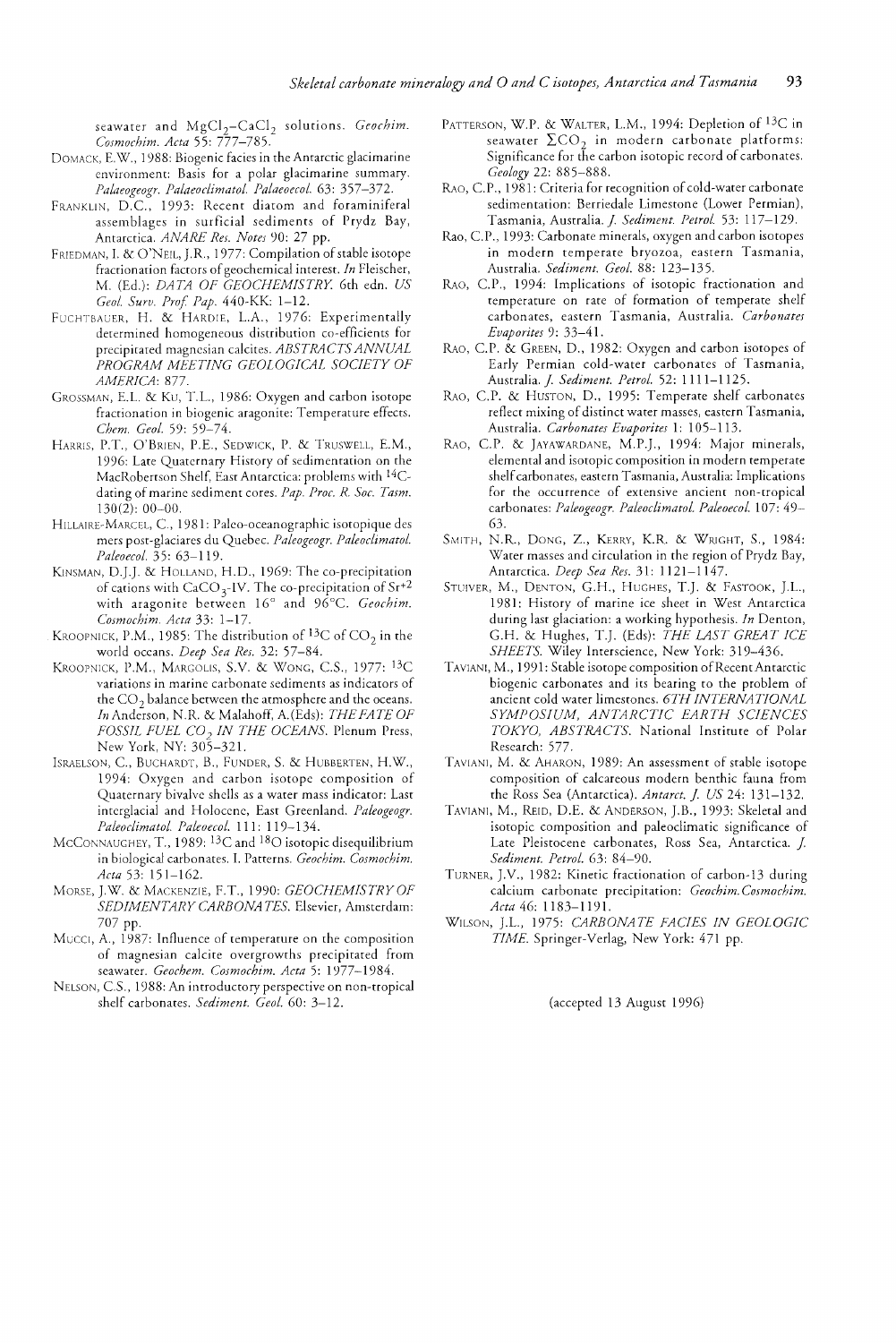seawater and $MgCl_2$–$CaCl_2$ solutions. *Geochim. Cosmochim. Acta* 55: 777–785.

DOMACK, E.W., 1988: Biogenic facies in the Antarctic glacimarine environment: Basis for a polar glacimarine summary. *Palaeogeogr. Palaeoclimatol. Palaeoecol.* 63: 357–372.

FRANKLIN, D.C., 1993: Recent diatom and foraminiferal assemblages in surficial sediments of Prydz Bay, Antarctica. *ANARE Res. Notes* 90: 27 pp.

FRIEDMAN, I. & O'NEIL, J.R., 1977: Compilation of stable isotope fractionation factors of geochemical interest. *In* Fleischer, M. (Ed.): *DATA OF GEOCHEMISTRY.* 6th edn. *US Geol. Surv. Prof. Pap.* 440-KK: 1–12.

FUCHTBAUER, H. & HARDIE, L.A., 1976: Experimentally determined homogeneous distribution co-efficients for precipitated magnesian calcites. *ABSTRACTS ANNUAL PROGRAM MEETING GEOLOGICAL SOCIETY OF AMERICA*: 877.

GROSSMAN, E.L. & KU, T.L., 1986: Oxygen and carbon isotope fractionation in biogenic aragonite: Temperature effects. *Chem. Geol.* 59: 59–74.

HARRIS, P.T., O'BRIEN, P.E., SEDWICK, P. & TRUSWELL, E.M., 1996: Late Quaternary History of sedimentation on the MacRobertson Shelf, East Antarctica: problems with $^{14}C$-dating of marine sediment cores. *Pap. Proc. R. Soc. Tasm.* 130(2): 00–00.

HILLAIRE-MARCEL, C., 1981: Paleo-oceanographic isotopique des mers post-glaciares du Quebec. *Paleogeogr. Paleoclimatol. Paleoecol.* 35: 63–119.

KINSMAN, D.J.J. & HOLLAND, H.D., 1969: The co-precipitation of cations with $CaCO_3$-IV. The co-precipitation of $Sr^{+2}$ with aragonite between 16° and 96°C. *Geochim. Cosmochim. Acta* 33: 1–17.

KROOPNICK, P.M., 1985: The distribution of $^{13}C$ of $CO_2$ in the world oceans. *Deep Sea Res.* 32: 57–84.

KROOPNICK, P.M., MARGOLIS, S.V. & WONG, C.S., 1977: $^{13}C$ variations in marine carbonate sediments as indicators of the $CO_2$ balance between the atmosphere and the oceans. *In* Anderson, N.R. & Malahoff, A.(Eds): *THE FATE OF FOSSIL FUEL $CO_2$ IN THE OCEANS.* Plenum Press, New York, NY: 305–321.

ISRAELSON, C., BUCHARDT, B., FUNDER, S. & HUBBERTEN, H.W., 1994: Oxygen and carbon isotope composition of Quaternary bivalve shells as a water mass indicator: Last interglacial and Holocene, East Greenland. *Paleogeogr. Paleoclimatol. Paleoecol.* 111: 119–134.

MCCONNAUGHEY, T., 1989: $^{13}C$ and $^{18}O$ isotopic disequilibrium in biological carbonates. I. Patterns. *Geochim. Cosmochim. Acta* 53: 151–162.

MORSE, J.W. & MACKENZIE, F.T., 1990: *GEOCHEMISTRY OF SEDIMENTARY CARBONATES.* Elsevier, Amsterdam: 707 pp.

MUCCI, A., 1987: Influence of temperature on the composition of magnesian calcite overgrowths precipitated from seawater. *Geochem. Cosmochim. Acta* 5: 1977–1984.

NELSON, C.S., 1988: An introductory perspective on non-tropical shelf carbonates. *Sediment. Geol.* 60: 3–12.

PATTERSON, W.P. & WALTER, L.M., 1994: Depletion of $^{13}C$ in seawater $\Sigma CO_2$ in modern carbonate platforms: Significance for the carbon isotopic record of carbonates. *Geology* 22: 885–888.

RAO, C.P., 1981: Criteria for recognition of cold-water carbonate sedimentation: Berriedale Limestone (Lower Permian), Tasmania, Australia. *J. Sediment. Petrol.* 53: 117–129.

Rao, C.P., 1993: Carbonate minerals, oxygen and carbon isotopes in modern temperate bryozoa, eastern Tasmania, Australia. *Sediment. Geol.* 88: 123–135.

RAO, C.P., 1994: Implications of isotopic fractionation and temperature on rate of formation of temperate shelf carbonates, eastern Tasmania, Australia. *Carbonates Evaporites* 9: 33–41.

RAO, C.P. & GREEN, D., 1982: Oxygen and carbon isotopes of Early Permian cold-water carbonates of Tasmania, Australia. *J. Sediment. Petrol.* 52: 1111–1125.

RAO, C.P. & HUSTON, D., 1995: Temperate shelf carbonates reflect mixing of distinct water masses, eastern Tasmania, Australia. *Carbonates Evaporites* 1: 105–113.

RAO, C.P. & JAYAWARDANE, M.P.J., 1994: Major minerals, elemental and isotopic composition in modern temperate shelf carbonates, eastern Tasmania, Australia: Implications for the occurrence of extensive ancient non-tropical carbonates: *Paleogeogr. Paleoclimatol. Paleoecol.* 107: 49–63.

SMITH, N.R., DONG, Z., KERRY, K.R. & WRIGHT, S., 1984: Water masses and circulation in the region of Prydz Bay, Antarctica. *Deep Sea Res.* 31: 1121–1147.

STUIVER, M., DENTON, G.H., HUGHES, T.J. & FASTOOK, J.L., 1981: History of marine ice sheet in West Antarctica during last glaciation: a working hypothesis. *In* Denton, G.H. & Hughes, T.J. (Eds): *THE LAST GREAT ICE SHEETS.* Wiley Interscience, New York: 319–436.

TAVIANI, M., 1991: Stable isotope composition of Recent Antarctic biogenic carbonates and its bearing to the problem of ancient cold water limestones. *6TH INTERNATIONAL SYMPOSIUM, ANTARCTIC EARTH SCIENCES TOKYO, ABSTRACTS.* National Institute of Polar Research: 577.

TAVIANI, M. & AHARON, P., 1989: An assessment of stable isotope composition of calcareous modern benthic fauna from the Ross Sea (Antarctica). *Antarct. J. US* 24: 131–132.

TAVIANI, M., REID, D.E. & ANDERSON, J.B., 1993: Skeletal and isotopic composition and paleoclimatic significance of Late Pleistocene carbonates, Ross Sea, Antarctica. *J. Sediment. Petrol.* 63: 84–90.

TURNER, J.V., 1982: Kinetic fractionation of carbon-13 during calcium carbonate precipitation: *Geochim. Cosmochim. Acta* 46: 1183–1191.

WILSON, J.L., 1975: *CARBONATE FACIES IN GEOLOGIC TIME.* Springer-Verlag, New York: 471 pp.

(accepted 13 August 1996)